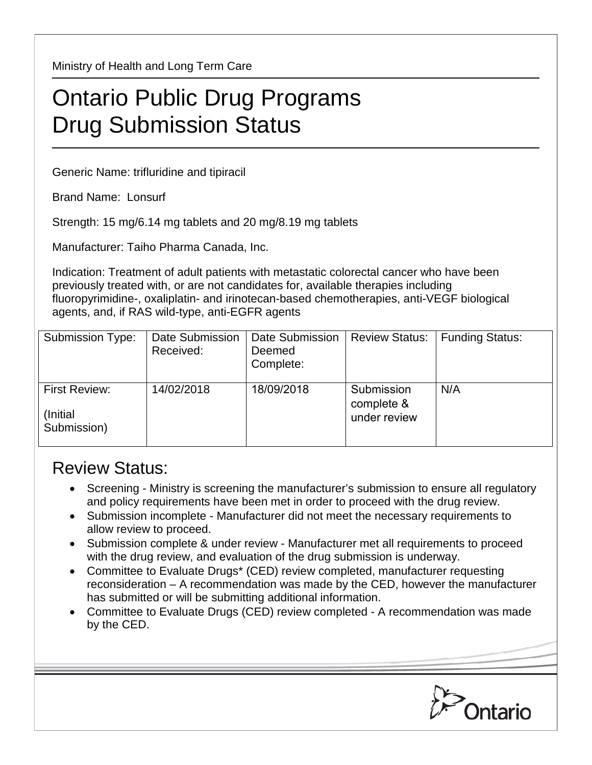Ministry of Health and Long Term Care

# Ontario Public Drug Programs Drug Submission Status

Generic Name: trifluridine and tipiracil

Brand Name: Lonsurf

Strength: 15 mg/6.14 mg tablets and 20 mg/8.19 mg tablets

Manufacturer: Taiho Pharma Canada, Inc.

Indication: Treatment of adult patients with metastatic colorectal cancer who have been previously treated with, or are not candidates for, available therapies including fluoropyrimidine-, oxaliplatin- and irinotecan-based chemotherapies, anti-VEGF biological agents, and, if RAS wild-type, anti-EGFR agents

| Submission Type: | Date Submission Received: | Date Submission Deemed Complete: | Review Status: | Funding Status: |
|---|---|---|---|---|
| First Review: (Initial Submission) | 14/02/2018 | 18/09/2018 | Submission complete & under review | N/A |

## Review Status:

- Screening - Ministry is screening the manufacturer's submission to ensure all regulatory and policy requirements have been met in order to proceed with the drug review.
- Submission incomplete - Manufacturer did not meet the necessary requirements to allow review to proceed.
- Submission complete & under review - Manufacturer met all requirements to proceed with the drug review, and evaluation of the drug submission is underway.
- Committee to Evaluate Drugs* (CED) review completed, manufacturer requesting reconsideration – A recommendation was made by the CED, however the manufacturer has submitted or will be submitting additional information.
- Committee to Evaluate Drugs (CED) review completed - A recommendation was made by the CED.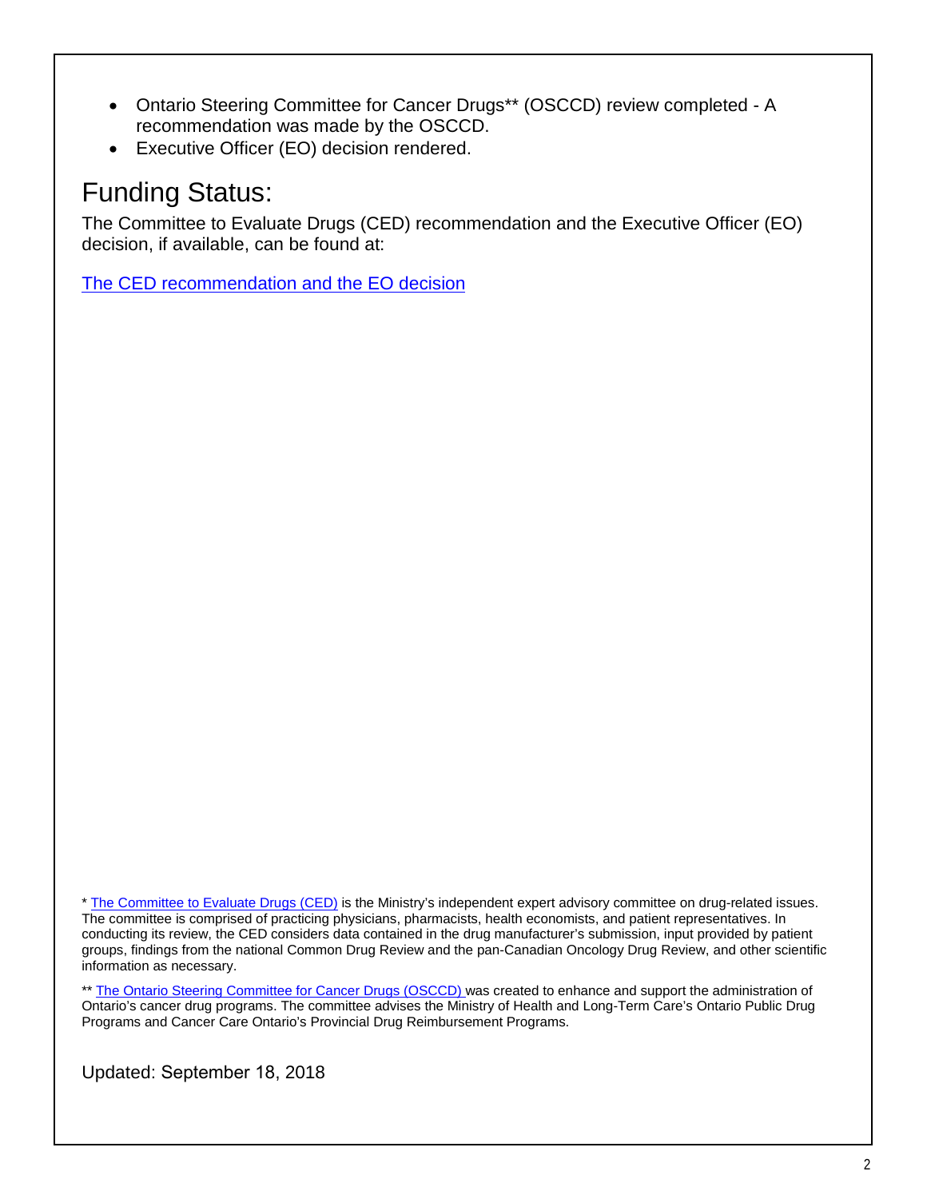- Ontario Steering Committee for Cancer Drugs** (OSCCD) review completed - A recommendation was made by the OSCCD.
- Executive Officer (EO) decision rendered.

## Funding Status:

The Committee to Evaluate Drugs (CED) recommendation and the Executive Officer (EO) decision, if available, can be found at:

The CED recommendation and the EO decision

* The Committee to Evaluate Drugs (CED) is the Ministry's independent expert advisory committee on drug-related issues. The committee is comprised of practicing physicians, pharmacists, health economists, and patient representatives. In conducting its review, the CED considers data contained in the drug manufacturer's submission, input provided by patient groups, findings from the national Common Drug Review and the pan-Canadian Oncology Drug Review, and other scientific information as necessary.

** The Ontario Steering Committee for Cancer Drugs (OSCCD) was created to enhance and support the administration of Ontario's cancer drug programs. The committee advises the Ministry of Health and Long-Term Care's Ontario Public Drug Programs and Cancer Care Ontario's Provincial Drug Reimbursement Programs.

Updated: September 18, 2018